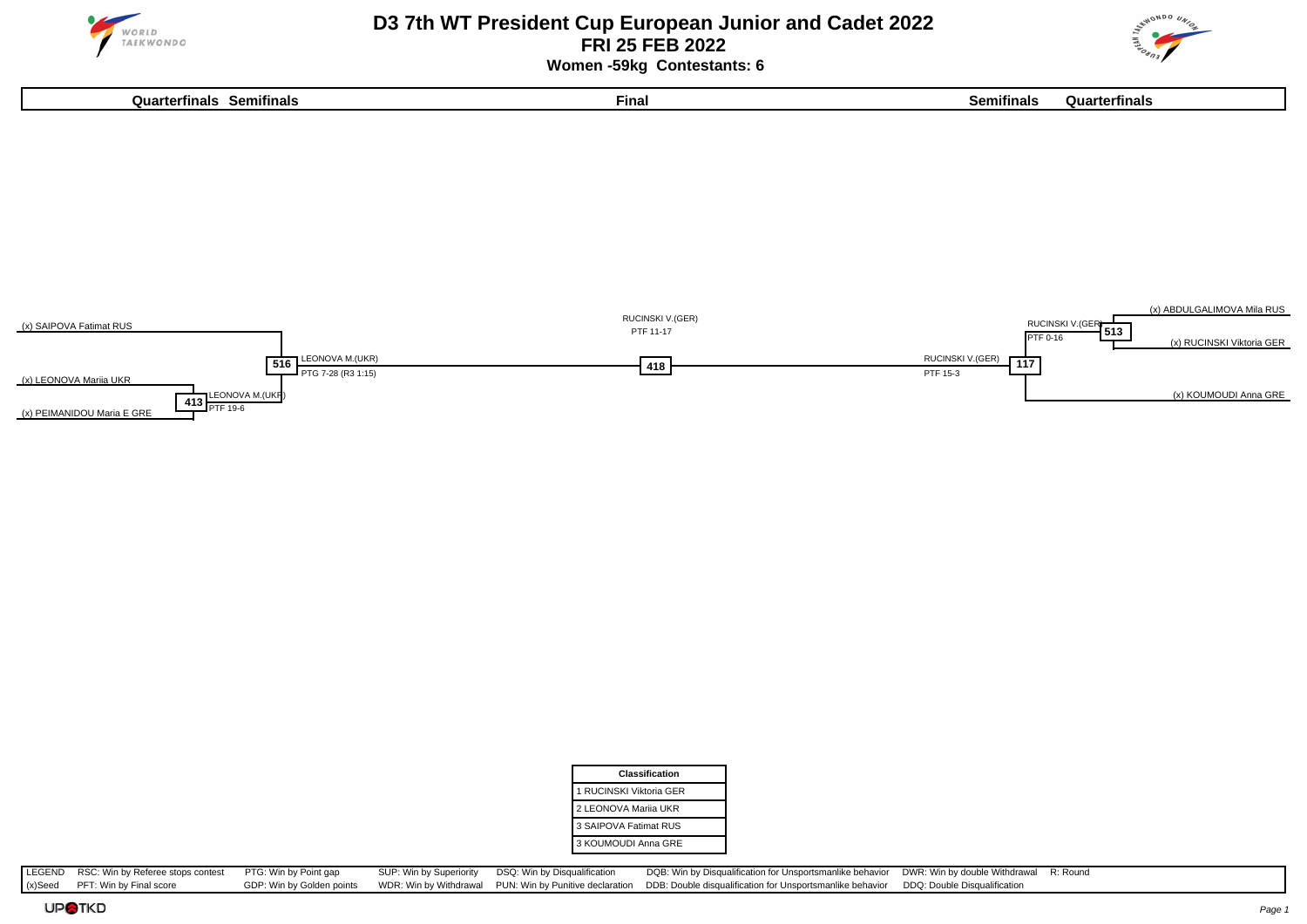# D3 7th WT President Cup European Junior and Cadet 2022

## FRI 25 FEB 2022

### Women -59kg Contestants: 6

**Quarterfinals Semifinals** | **Final** | **Semifinals Quarterfinals**

(x) SAIPOVA Fatimat RUS

(x) LEONOVA Mariia UKR

(x) PEIMANIDOU Maria E GRE

413 — LEONOVA M.(UKR) PTF 19-6

516 — LEONOVA M.(UKR) PTG 7-28 (R3 1:15)

418 — RUCINSKI V.(GER) PTF 11-17

117 — RUCINSKI V.(GER) PTF 15-3

513 — RUCINSKI V.(GER) PTF 0-16

(x) ABDULGALIMOVA Mila RUS

(x) RUCINSKI Viktoria GER

(x) KOUMOUDI Anna GRE

| Classification |
|---|
| 1 RUCINSKI Viktoria GER |
| 2 LEONOVA Mariia UKR |
| 3 SAIPOVA Fatimat RUS |
| 3 KOUMOUDI Anna GRE |

| LEGEND | RSC: Win by Referee stops contest | PTG: Win by Point gap | SUP: Win by Superiority | DSQ: Win by Disqualification | DQB: Win by Disqualification for Unsportsmanlike behavior | DWR: Win by double Withdrawal | R: Round |
|---|---|---|---|---|---|---|---|
| (x)Seed | PFT: Win by Final score | GDP: Win by Golden points | WDR: Win by Withdrawal | PUN: Win by Punitive declaration | DDB: Double disqualification for Unsportsmanlike behavior | DDQ: Double Disqualification | |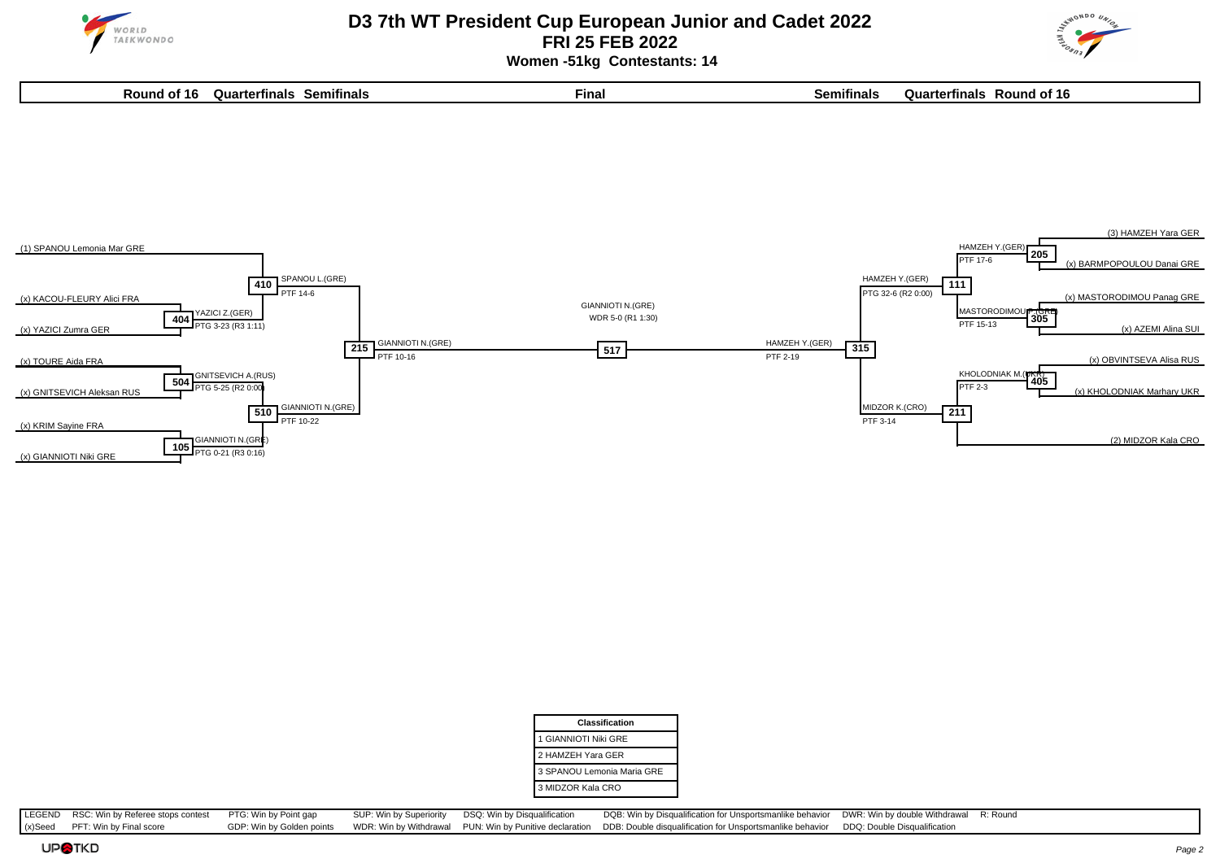# D3 7th WT President Cup European Junior and Cadet 2022

**FRI 25 FEB 2022**

**Women -51kg Contestants: 14**

| Round of 16 | Quarterfinals | Semifinals | Final | Semifinals | Quarterfinals | Round of 16 |
|---|---|---|---|---|---|---|

## Left side of bracket

- (1) SPANOU Lemonia Mar GRE
- (x) KACOU-FLEURY Alici FRA
- (x) YAZICI Zumra GER
- (x) TOURE Aida FRA
- (x) GNITSEVICH Aleksan RUS
- (x) KRIM Sayine FRA
- (x) GIANNIOTI Niki GRE

**Round of 16**

- Match 404: YAZICI Z.(GER) — PTG 3-23 (R3 1:11)
- Match 504: GNITSEVICH A.(RUS) — PTG 5-25 (R2 0:00)
- Match 105: GIANNIOTI N.(GRE) — PTG 0-21 (R3 0:16)

**Quarterfinals**

- Match 410: SPANOU L.(GRE) — PTF 14-6
- Match 510: GIANNIOTI N.(GRE) — PTF 10-22

**Semifinal**

- Match 215: GIANNIOTI N.(GRE) — PTF 10-16

## Final

- Match 517: GIANNIOTI N.(GRE) — WDR 5-0 (R1 1:30)

## Right side of bracket

- (3) HAMZEH Yara GER
- (x) BARMPOPOULOU Danai GRE
- (x) MASTORODIMOU Panag GRE
- (x) AZEMI Alina SUI
- (x) OBVINTSEVA Alisa RUS
- (x) KHOLODNIAK Marhary UKR
- (2) MIDZOR Kala CRO

**Round of 16**

- Match 205: HAMZEH Y.(GER) — PTF 17-6
- Match 305: MASTORODIMOU P.(GRE) — PTF 15-13
- Match 405: KHOLODNIAK M.(UKR) — PTF 2-3

**Quarterfinals**

- Match 111: HAMZEH Y.(GER) — PTG 32-6 (R2 0:00)
- Match 211: MIDZOR K.(CRO) — PTF 3-14

**Semifinal**

- Match 315: HAMZEH Y.(GER) — PTF 2-19

## Classification

| Classification |
|---|
| 1 GIANNIOTI Niki GRE |
| 2 HAMZEH Yara GER |
| 3 SPANOU Lemonia Maria GRE |
| 3 MIDZOR Kala CRO |

| LEGEND | RSC: Win by Referee stops contest | PTG: Win by Point gap | SUP: Win by Superiority | DSQ: Win by Disqualification | DQB: Win by Disqualification for Unsportsmanlike behavior | DWR: Win by double Withdrawal | R: Round |
|---|---|---|---|---|---|---|---|
| (x)Seed | PFT: Win by Final score | GDP: Win by Golden points | WDR: Win by Withdrawal | PUN: Win by Punitive declaration | DDB: Double disqualification for Unsportsmanlike behavior | DDQ: Double Disqualification | |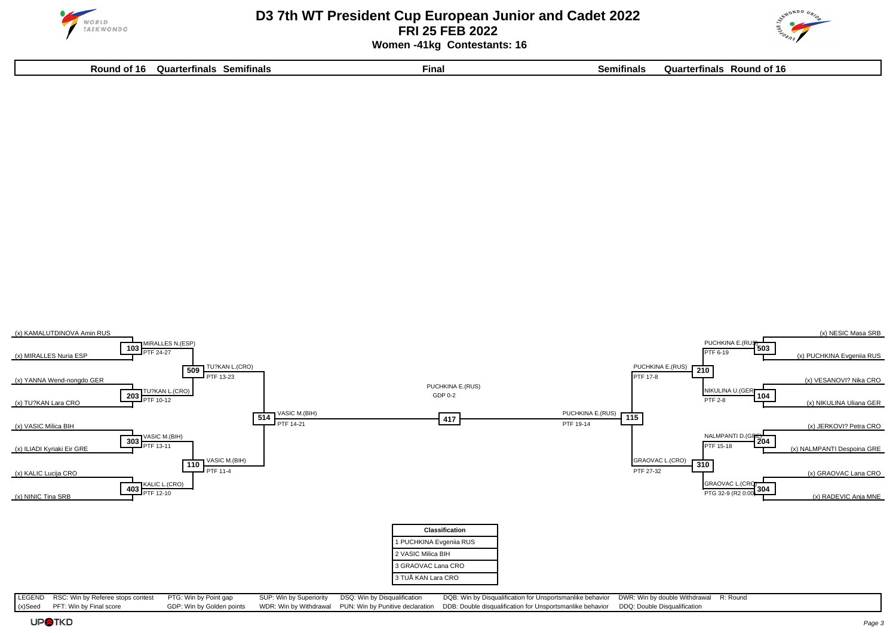# D3 7th WT President Cup European Junior and Cadet 2022

## FRI 25 FEB 2022

### Women -41kg Contestants: 16

**Round of 16 | Quarterfinals | Semifinals | Final | Semifinals | Quarterfinals | Round of 16**

**Left side of bracket**

| Match | Contestant 1 | Contestant 2 | Winner | Result |
|---|---|---|---|---|
| 103 | (x) KAMALUTDINOVA Amin RUS | (x) MIRALLES Nuria ESP | MIRALLES N.(ESP) | PTF 24-27 |
| 203 | (x) YANNA Wend-nongdo GER | (x) TU?KAN Lara CRO | TU?KAN L.(CRO) | PTF 10-12 |
| 303 | (x) VASIC Milica BIH | (x) ILIADI Kyriaki Eir GRE | VASIC M.(BIH) | PTF 13-11 |
| 403 | (x) KALIC Lucija CRO | (x) NINIC Tina SRB | KALIC L.(CRO) | PTF 12-10 |
| 509 | MIRALLES N.(ESP) | TU?KAN L.(CRO) | TU?KAN L.(CRO) | PTF 13-23 |
| 110 | VASIC M.(BIH) | KALIC L.(CRO) | VASIC M.(BIH) | PTF 11-4 |
| 514 | TU?KAN L.(CRO) | VASIC M.(BIH) | VASIC M.(BIH) | PTF 14-21 |

**Right side of bracket**

| Match | Contestant 1 | Contestant 2 | Winner | Result |
|---|---|---|---|---|
| 503 | (x) NESIC Masa SRB | (x) PUCHKINA Evgeniia RUS | PUCHKINA E.(RUS) | PTF 6-19 |
| 104 | (x) VESANOVI? Nika CRO | (x) NIKULINA Uliana GER | NIKULINA U.(GER) | PTF 2-8 |
| 204 | (x) JERKOVI? Petra CRO | (x) NALMPANTI Despoina GRE | NALMPANTI D.(GRE) | PTF 15-18 |
| 304 | (x) GRAOVAC Lana CRO | (x) RADEVIC Anja MNE | GRAOVAC L.(CRO) | PTG 32-9 (R2 0:00) |
| 210 | PUCHKINA E.(RUS) | NIKULINA U.(GER) | PUCHKINA E.(RUS) | PTF 17-8 |
| 310 | NALMPANTI D.(GRE) | GRAOVAC L.(CRO) | GRAOVAC L.(CRO) | PTF 27-32 |
| 115 | PUCHKINA E.(RUS) | GRAOVAC L.(CRO) | PUCHKINA E.(RUS) | PTF 19-14 |

**Final**

| Match | Contestant 1 | Contestant 2 | Winner | Result |
|---|---|---|---|---|
| 417 | VASIC M.(BIH) | PUCHKINA E.(RUS) | PUCHKINA E.(RUS) | GDP 0-2 |

| Classification |
|---|
| 1 PUCHKINA Evgeniia RUS |
| 2 VASIC Milica BIH |
| 3 GRAOVAC Lana CRO |
| 3 TUÅ KAN Lara CRO |

LEGEND: RSC: Win by Referee stops contest | PTG: Win by Point gap | SUP: Win by Superiority | DSQ: Win by Disqualification | DQB: Win by Disqualification for Unsportsmanlike behavior | DWR: Win by double Withdrawal | R: Round
(x)Seed | PFT: Win by Final score | GDP: Win by Golden points | WDR: Win by Withdrawal | PUN: Win by Punitive declaration | DDB: Double disqualification for Unsportsmanlike behavior | DDQ: Double Disqualification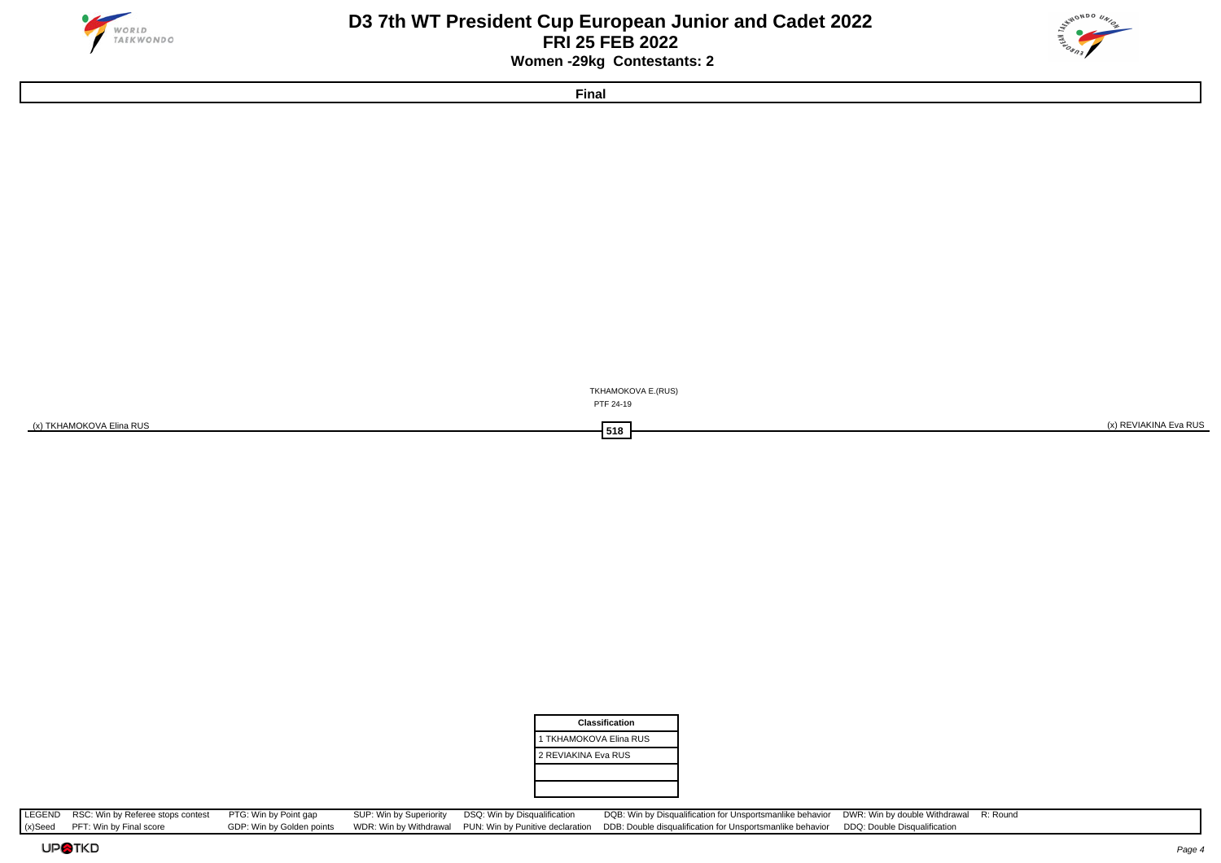# D3 7th WT President Cup European Junior and Cadet 2022

## FRI 25 FEB 2022

### Women -29kg Contestants: 2

**Final**

(x) TKHAMOKOVA Elina RUS

(x) REVIAKINA Eva RUS

518

TKHAMOKOVA E.(RUS)
PTF 24-19

| Classification |
|---|
| 1 TKHAMOKOVA Elina RUS |
| 2 REVIAKINA Eva RUS |
| |
| |

| LEGEND | RSC: Win by Referee stops contest | PTG: Win by Point gap | SUP: Win by Superiority | DSQ: Win by Disqualification | DQB: Win by Disqualification for Unsportsmanlike behavior | DWR: Win by double Withdrawal | R: Round |
|---|---|---|---|---|---|---|---|
| (x)Seed | PFT: Win by Final score | GDP: Win by Golden points | WDR: Win by Withdrawal | PUN: Win by Punitive declaration | DDB: Double disqualification for Unsportsmanlike behavior | DDQ: Double Disqualification | |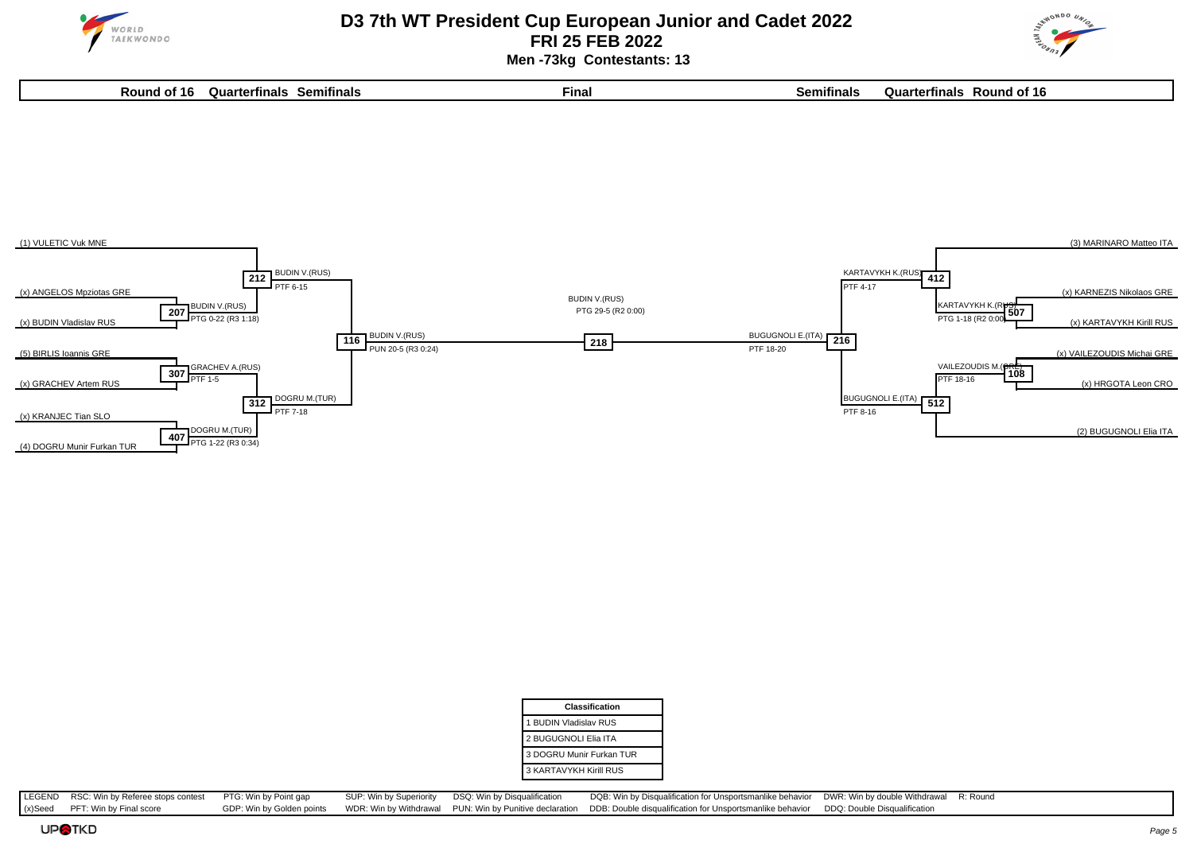# D3 7th WT President Cup European Junior and Cadet 2022

## FRI 25 FEB 2022

### Men -73kg Contestants: 13

| Round of 16 | Quarterfinals | Semifinals | Final | Semifinals | Quarterfinals | Round of 16 |
|---|---|---|---|---|---|---|

**Left side of bracket**

- Round of 16: (1) VULETIC Vuk MNE — bye
- Match 207: (x) ANGELOS Mpziotas GRE vs (x) BUDIN Vladislav RUS — BUDIN V.(RUS), PTG 0-22 (R3 1:18)
- Match 212 (Quarterfinal): (1) VULETIC Vuk MNE vs BUDIN V.(RUS) — BUDIN V.(RUS), PTF 6-15
- Match 307: (5) BIRLIS Ioannis GRE vs (x) GRACHEV Artem RUS — GRACHEV A.(RUS), PTF 1-5
- Match 407: (x) KRANJEC Tian SLO vs (4) DOGRU Munir Furkan TUR — DOGRU M.(TUR), PTG 1-22 (R3 0:34)
- Match 312 (Quarterfinal): GRACHEV A.(RUS) vs DOGRU M.(TUR) — DOGRU M.(TUR), PTF 7-18
- Match 116 (Semifinal): BUDIN V.(RUS) vs DOGRU M.(TUR) — BUDIN V.(RUS), PUN 20-5 (R3 0:24)

**Final**

- Match 218: BUDIN V.(RUS) vs BUGUGNOLI E.(ITA) — BUDIN V.(RUS), PTG 29-5 (R2 0:00)

**Right side of bracket**

- Round of 16: (3) MARINARO Matteo ITA — bye
- Match 507: (x) KARNEZIS Nikolaos GRE vs (x) KARTAVYKH Kirill RUS — KARTAVYKH K.(RUS), PTG 1-18 (R2 0:00)
- Match 412 (Quarterfinal): (3) MARINARO Matteo ITA vs KARTAVYKH K.(RUS) — KARTAVYKH K.(RUS), PTF 4-17
- Match 108: (x) VAILEZOUDIS Michai GRE vs (x) HRGOTA Leon CRO — VAILEZOUDIS M.(GRE), PTF 18-16
- Round of 16: (2) BUGUGNOLI Elia ITA — bye
- Match 512 (Quarterfinal): VAILEZOUDIS M.(GRE) vs (2) BUGUGNOLI Elia ITA — BUGUGNOLI E.(ITA), PTF 8-16
- Match 216 (Semifinal): KARTAVYKH K.(RUS) vs BUGUGNOLI E.(ITA) — BUGUGNOLI E.(ITA), PTF 18-20

| Classification |
|---|
| 1 BUDIN Vladislav RUS |
| 2 BUGUGNOLI Elia ITA |
| 3 DOGRU Munir Furkan TUR |
| 3 KARTAVYKH Kirill RUS |

| LEGEND | RSC: Win by Referee stops contest | PTG: Win by Point gap | SUP: Win by Superiority | DSQ: Win by Disqualification | DQB: Win by Disqualification for Unsportsmanlike behavior | DWR: Win by double Withdrawal | R: Round |
|---|---|---|---|---|---|---|---|
| (x)Seed | PFT: Win by Final score | GDP: Win by Golden points | WDR: Win by Withdrawal | PUN: Win by Punitive declaration | DDB: Double disqualification for Unsportsmanlike behavior | DDQ: Double Disqualification | |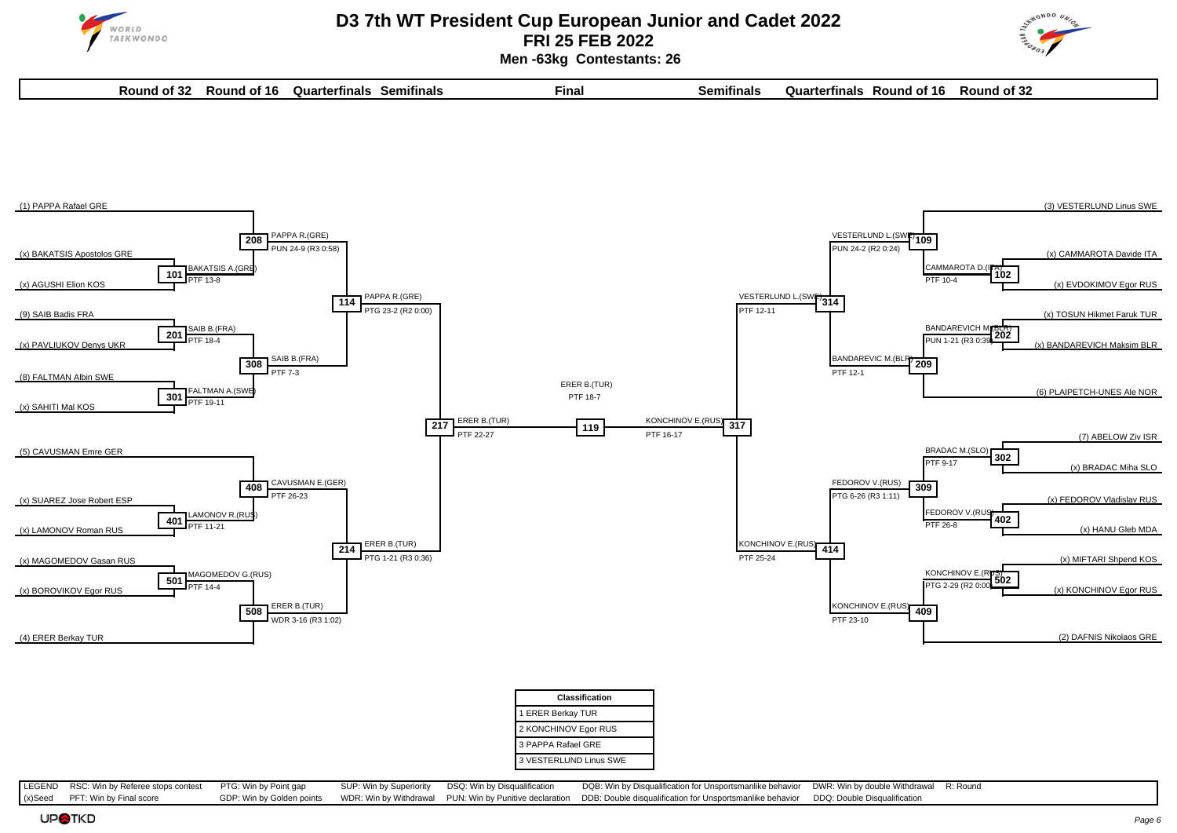# D3 7th WT President Cup European Junior and Cadet 2022

## FRI 25 FEB 2022

### Men -63kg Contestants: 26

**Round of 32 | Round of 16 | Quarterfinals | Semifinals | Final | Semifinals | Quarterfinals | Round of 16 | Round of 32**

#### Left side of bracket

**Round of 32 entries:**
- (1) PAPPA Rafael GRE
- (x) BAKATSIS Apostolos GRE
- (x) AGUSHI Elion KOS
- (9) SAIB Badis FRA
- (x) PAVLIUKOV Denys UKR
- (8) FALTMAN Albin SWE
- (x) SAHITI Mal KOS
- (5) CAVUSMAN Emre GER
- (x) SUAREZ Jose Robert ESP
- (x) LAMONOV Roman RUS
- (x) MAGOMEDOV Gasan RUS
- (x) BOROVIKOV Egor RUS
- (4) ERER Berkay TUR

| Match | Winner | Result |
|---|---|---|
| 101 | BAKATSIS A.(GRE) | PTF 13-8 |
| 201 | SAIB B.(FRA) | PTF 18-4 |
| 301 | FALTMAN A.(SWE) | PTF 19-11 |
| 401 | LAMONOV R.(RUS) | PTF 11-21 |
| 501 | MAGOMEDOV G.(RUS) | PTF 14-4 |
| 208 | PAPPA R.(GRE) | PUN 24-9 (R3 0:58) |
| 308 | SAIB B.(FRA) | PTF 7-3 |
| 408 | CAVUSMAN E.(GER) | PTF 26-23 |
| 508 | ERER B.(TUR) | WDR 3-16 (R3 1:02) |
| 114 | PAPPA R.(GRE) | PTG 23-2 (R2 0:00) |
| 214 | ERER B.(TUR) | PTG 1-21 (R3 0:36) |
| 217 | ERER B.(TUR) | PTF 22-27 |

#### Right side of bracket

**Round of 32 entries:**
- (3) VESTERLUND Linus SWE
- (x) CAMMAROTA Davide ITA
- (x) EVDOKIMOV Egor RUS
- (x) TOSUN Hikmet Faruk TUR
- (x) BANDAREVICH Maksim BLR
- (6) PLAIPETCH-UNES Ale NOR
- (7) ABELOW Ziv ISR
- (x) BRADAC Miha SLO
- (x) FEDOROV Vladislav RUS
- (x) HANU Gleb MDA
- (x) MIFTARI Shpend KOS
- (x) KONCHINOV Egor RUS
- (2) DAFNIS Nikolaos GRE

| Match | Winner | Result |
|---|---|---|
| 102 | CAMMAROTA D.(ITA) | PTF 10-4 |
| 202 | BANDAREVICH M.(BLR) | PUN 1-21 (R3 0:39) |
| 302 | BRADAC M.(SLO) | PTF 9-17 |
| 402 | FEDOROV V.(RUS) | PTF 26-8 |
| 502 | KONCHINOV E.(RUS) | PTG 2-29 (R2 0:00) |
| 109 | VESTERLUND L.(SWE) | PUN 24-2 (R2 0:24) |
| 209 | BANDAREVIC M.(BLR) | PTF 12-1 |
| 309 | FEDOROV V.(RUS) | PTG 6-26 (R3 1:11) |
| 409 | KONCHINOV E.(RUS) | PTF 23-10 |
| 314 | VESTERLUND L.(SWE) | PTF 12-11 |
| 414 | KONCHINOV E.(RUS) | PTF 25-24 |
| 317 | KONCHINOV E.(RUS) | PTF 16-17 |

#### Final

| Match | Winner | Result |
|---|---|---|
| 119 | ERER B.(TUR) | PTF 18-7 |

| Classification |
|---|
| 1 ERER Berkay TUR |
| 2 KONCHINOV Egor RUS |
| 3 PAPPA Rafael GRE |
| 3 VESTERLUND Linus SWE |

| LEGEND | RSC: Win by Referee stops contest | PTG: Win by Point gap | SUP: Win by Superiority | DSQ: Win by Disqualification | DQB: Win by Disqualification for Unsportsmanlike behavior | DWR: Win by double Withdrawal | R: Round |
|---|---|---|---|---|---|---|---|
| (x)Seed | PFT: Win by Final score | GDP: Win by Golden points | WDR: Win by Withdrawal | PUN: Win by Punitive declaration | DDB: Double disqualification for Unsportsmanlike behavior | DDQ: Double Disqualification | |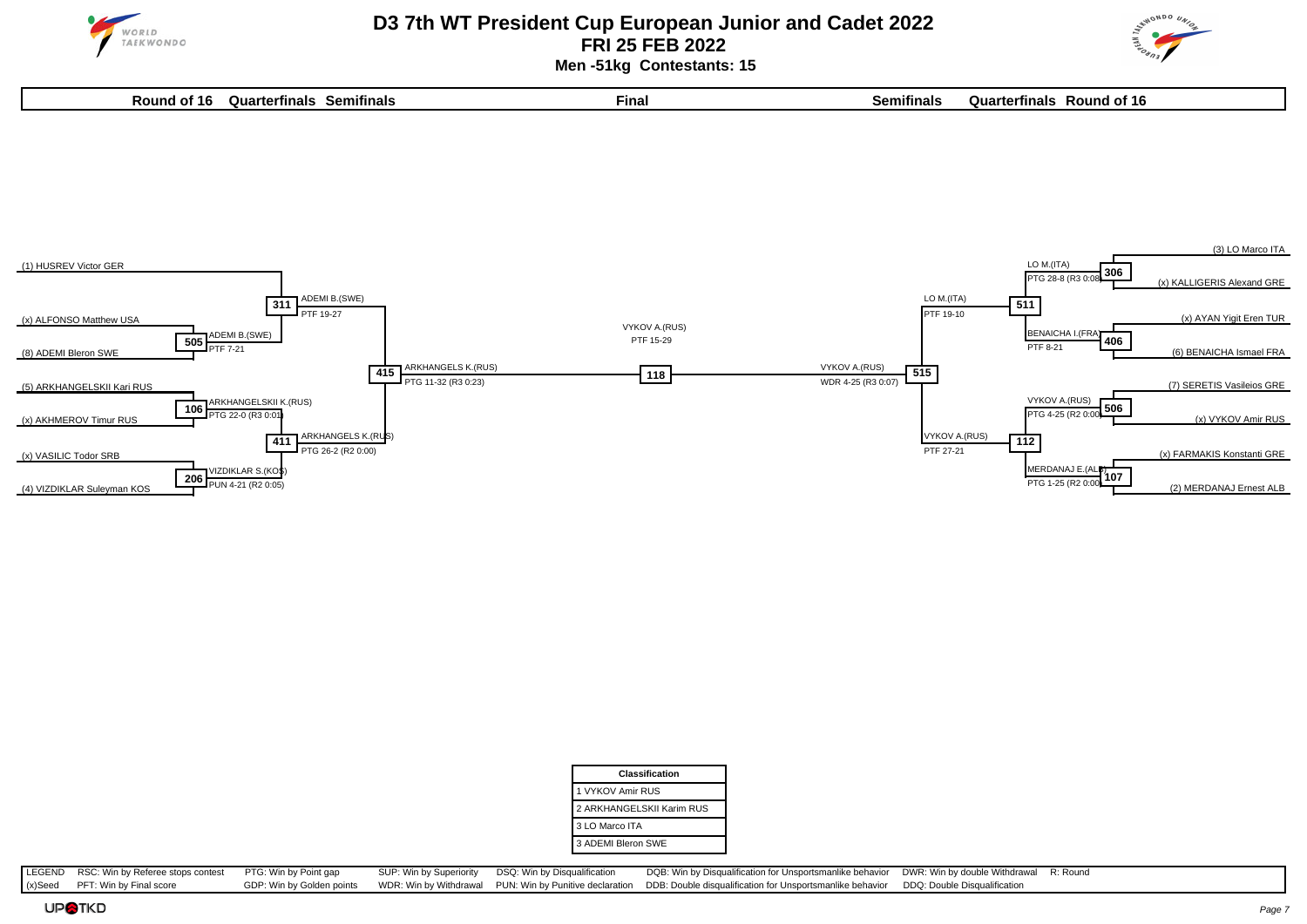# D3 7th WT President Cup European Junior and Cadet 2022

## FRI 25 FEB 2022

### Men -51kg Contestants: 15

Round of 16 | Quarterfinals | Semifinals | Final | Semifinals | Quarterfinals | Round of 16

**Left side of bracket**

| Round of 16 | Quarterfinals | Semifinals |
|---|---|---|
| (1) HUSREV Victor GER | 311: ADEMI B.(SWE) PTF 19-27 | 415: ARKHANGELS K.(RUS) PTG 11-32 (R3 0:23) |
| (x) ALFONSO Matthew USA vs (8) ADEMI Bleron SWE — 505: ADEMI B.(SWE) PTF 7-21 | | |
| (5) ARKHANGELSKII Kari RUS vs (x) AKHMEROV Timur RUS — 106: ARKHANGELSKII K.(RUS) PTG 22-0 (R3 0:01) | 411: ARKHANGELS K.(RUS) PTG 26-2 (R2 0:00) | |
| (x) VASILIC Todor SRB vs (4) VIZDIKLAR Suleyman KOS — 206: VIZDIKLAR S.(KOS) PUN 4-21 (R2 0:05) | | |

**Final**

118: VYKOV A.(RUS) PTF 15-29

**Right side of bracket**

| Semifinals | Quarterfinals | Round of 16 |
|---|---|---|
| 515: VYKOV A.(RUS) WDR 4-25 (R3 0:07) | 511: LO M.(ITA) PTF 19-10 | 306: LO M.(ITA) PTG 28-8 (R3 0:08) — (3) LO Marco ITA vs (x) KALLIGERIS Alexand GRE |
| | | 406: BENAICHA I.(FRA) PTF 8-21 — (x) AYAN Yigit Eren TUR vs (6) BENAICHA Ismael FRA |
| | 112: VYKOV A.(RUS) PTF 27-21 | 506: VYKOV A.(RUS) PTG 4-25 (R2 0:00) — (7) SERETIS Vasileios GRE vs (x) VYKOV Amir RUS |
| | | 107: MERDANAJ E.(ALB) PTG 1-25 (R2 0:00) — (x) FARMAKIS Konstanti GRE vs (2) MERDANAJ Ernest ALB |

| Classification |
|---|
| 1 VYKOV Amir RUS |
| 2 ARKHANGELSKII Karim RUS |
| 3 LO Marco ITA |
| 3 ADEMI Bleron SWE |

| LEGEND | RSC: Win by Referee stops contest | PTG: Win by Point gap | SUP: Win by Superiority | DSQ: Win by Disqualification | DQB: Win by Disqualification for Unsportsmanlike behavior | DWR: Win by double Withdrawal | R: Round |
|---|---|---|---|---|---|---|---|
| (x)Seed | PFT: Win by Final score | GDP: Win by Golden points | WDR: Win by Withdrawal | PUN: Win by Punitive declaration | DDB: Double disqualification for Unsportsmanlike behavior | DDQ: Double Disqualification | |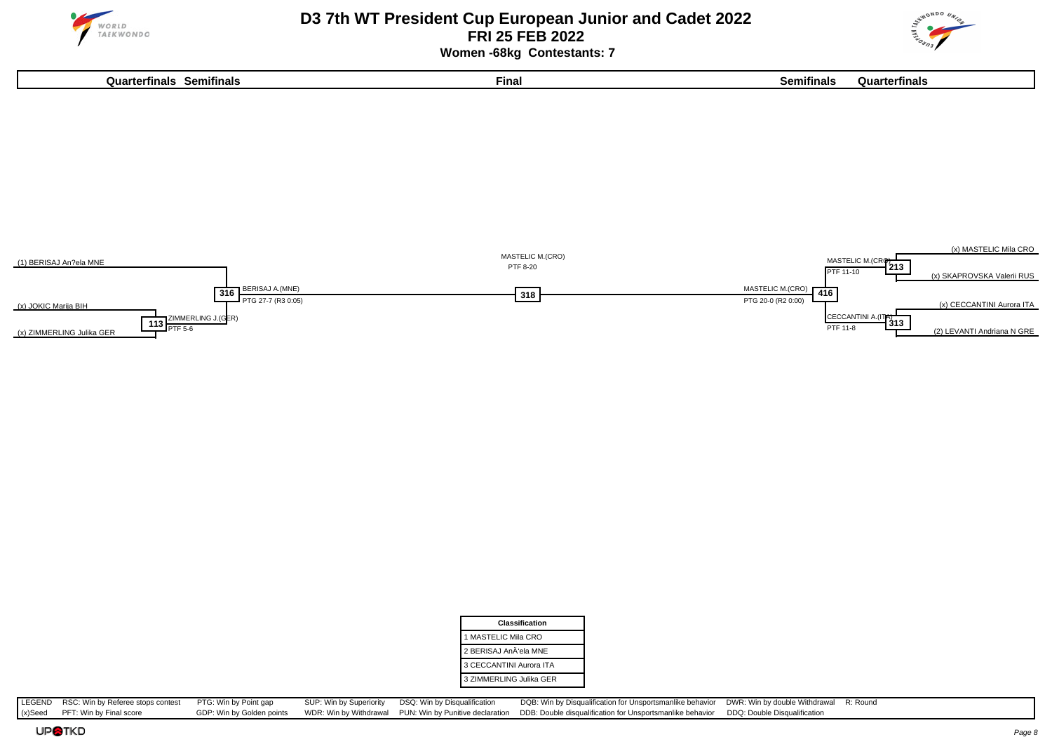# D3 7th WT President Cup European Junior and Cadet 2022

## FRI 25 FEB 2022

### Women -68kg Contestants: 7

Quarterfinals Semifinals | Final | Semifinals Quarterfinals

(1) BERISAJ An?ela MNE

(x) JOKIC Marija BIH

(x) ZIMMERLING Julika GER

113 ZIMMERLING J.(GER) PTF 5-6

316 BERISAJ A.(MNE) PTG 27-7 (R3 0:05)

318 MASTELIC M.(CRO) PTF 8-20

416 MASTELIC M.(CRO) PTG 20-0 (R2 0:00)

213 MASTELIC M.(CRO) PTF 11-10

313 CECCANTINI A.(ITA) PTF 11-8

(x) MASTELIC Mila CRO

(x) SKAPROVSKA Valerii RUS

(x) CECCANTINI Aurora ITA

(2) LEVANTI Andriana N GRE

| Classification |
|---|
| 1 MASTELIC Mila CRO |
| 2 BERISAJ AnÄ'ela MNE |
| 3 CECCANTINI Aurora ITA |
| 3 ZIMMERLING Julika GER |

| | | | | | | | |
|---|---|---|---|---|---|---|---|
| LEGEND | RSC: Win by Referee stops contest | PTG: Win by Point gap | SUP: Win by Superiority | DSQ: Win by Disqualification | DQB: Win by Disqualification for Unsportsmanlike behavior | DWR: Win by double Withdrawal | R: Round |
| (x)Seed | PFT: Win by Final score | GDP: Win by Golden points | WDR: Win by Withdrawal | PUN: Win by Punitive declaration | DDB: Double disqualification for Unsportsmanlike behavior | DDQ: Double Disqualification | |